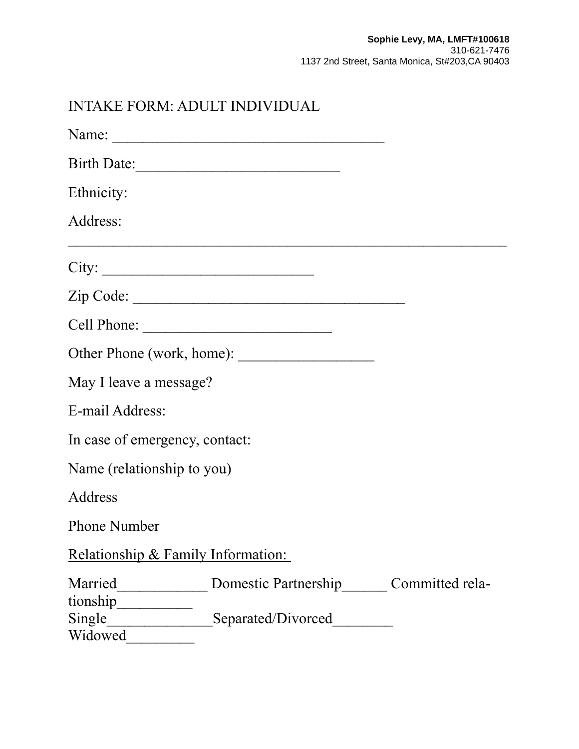**Sophie Levy, MA, LMFT#100618**
310-621-7476
1137 2nd Street, Santa Monica, St#203,CA 90403

# INTAKE FORM: ADULT INDIVIDUAL

Name: ___________________________________

Birth Date:__________________________

Ethnicity:

Address:
________________________________________________________

City: ___________________________

Zip Code: ___________________________________

Cell Phone: ________________________

Other Phone (work, home): _________________

May I leave a message?

E-mail Address:

In case of emergency, contact:

Name (relationship to you)

Address

Phone Number

<u>Relationship & Family Information:</u>

Married____________ Domestic Partnership______ Committed relationship__________
Single______________Separated/Divorced________
Widowed_________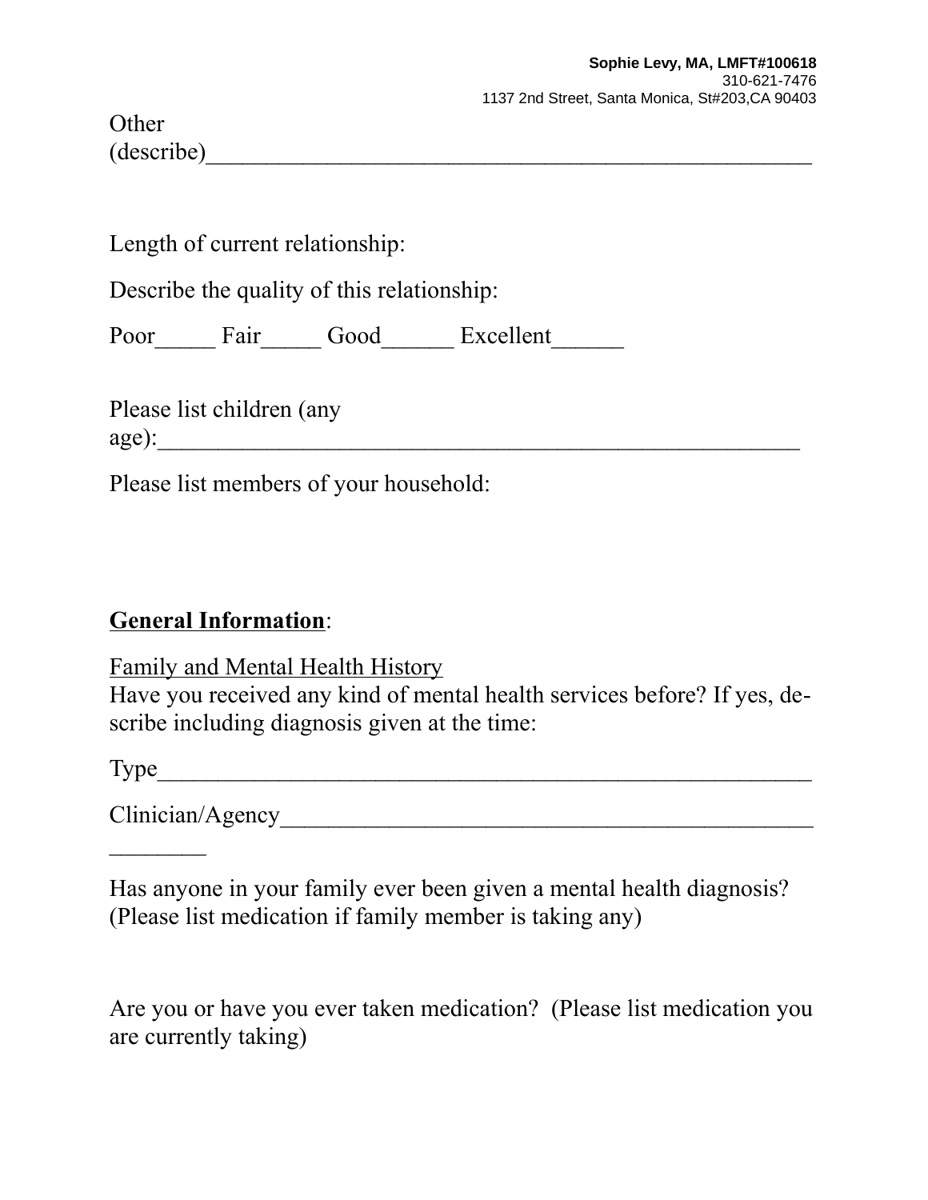Other (describe)_______________________________________________

Length of current relationship:

Describe the quality of this relationship:

Poor_____ Fair_____ Good______ Excellent______

Please list children (any age):_____________________________________________________

Please list members of your household:

**<u>General Information</u>**:

<u>Family and Mental Health History</u>

Have you received any kind of mental health services before? If yes, describe including diagnosis given at the time:

Type_____________________________________________________

Clinician/Agency_____________________________________________________

Has anyone in your family ever been given a mental health diagnosis? (Please list medication if family member is taking any)

Are you or have you ever taken medication? (Please list medication you are currently taking)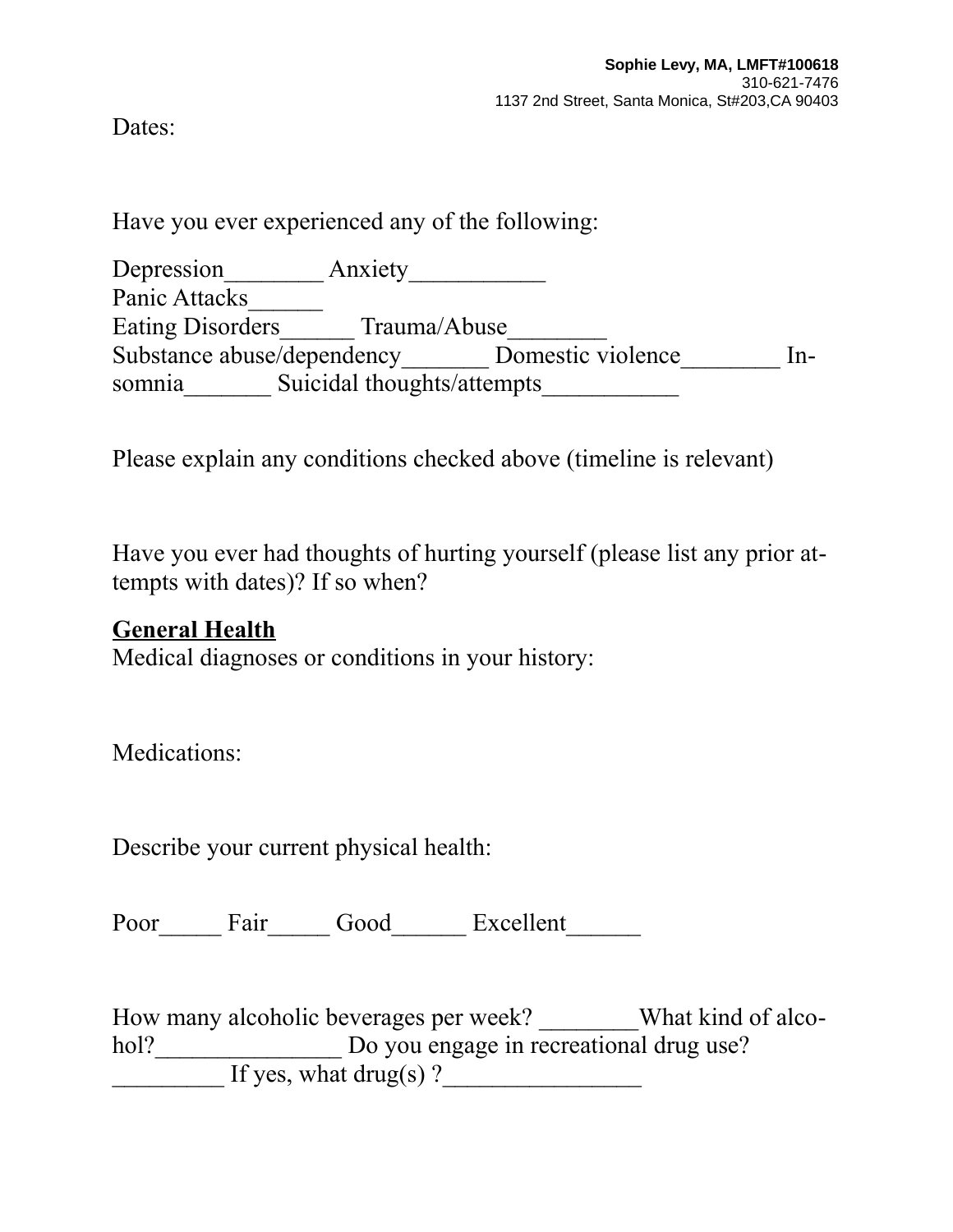**Sophie Levy, MA, LMFT#100618**
310-621-7476
1137 2nd Street, Santa Monica, St#203,CA 90403

Dates:

Have you ever experienced any of the following:

Depression________ Anxiety___________
Panic Attacks______
Eating Disorders______ Trauma/Abuse________
Substance abuse/dependency_______ Domestic violence________ Insomnia_______ Suicidal thoughts/attempts___________

Please explain any conditions checked above (timeline is relevant)

Have you ever had thoughts of hurting yourself (please list any prior attempts with dates)? If so when?

**General Health**
Medical diagnoses or conditions in your history:

Medications:

Describe your current physical health:

Poor_____ Fair_____ Good______ Excellent______

How many alcoholic beverages per week? ________What kind of alcohol?_______________ Do you engage in recreational drug use? _________ If yes, what drug(s) ?________________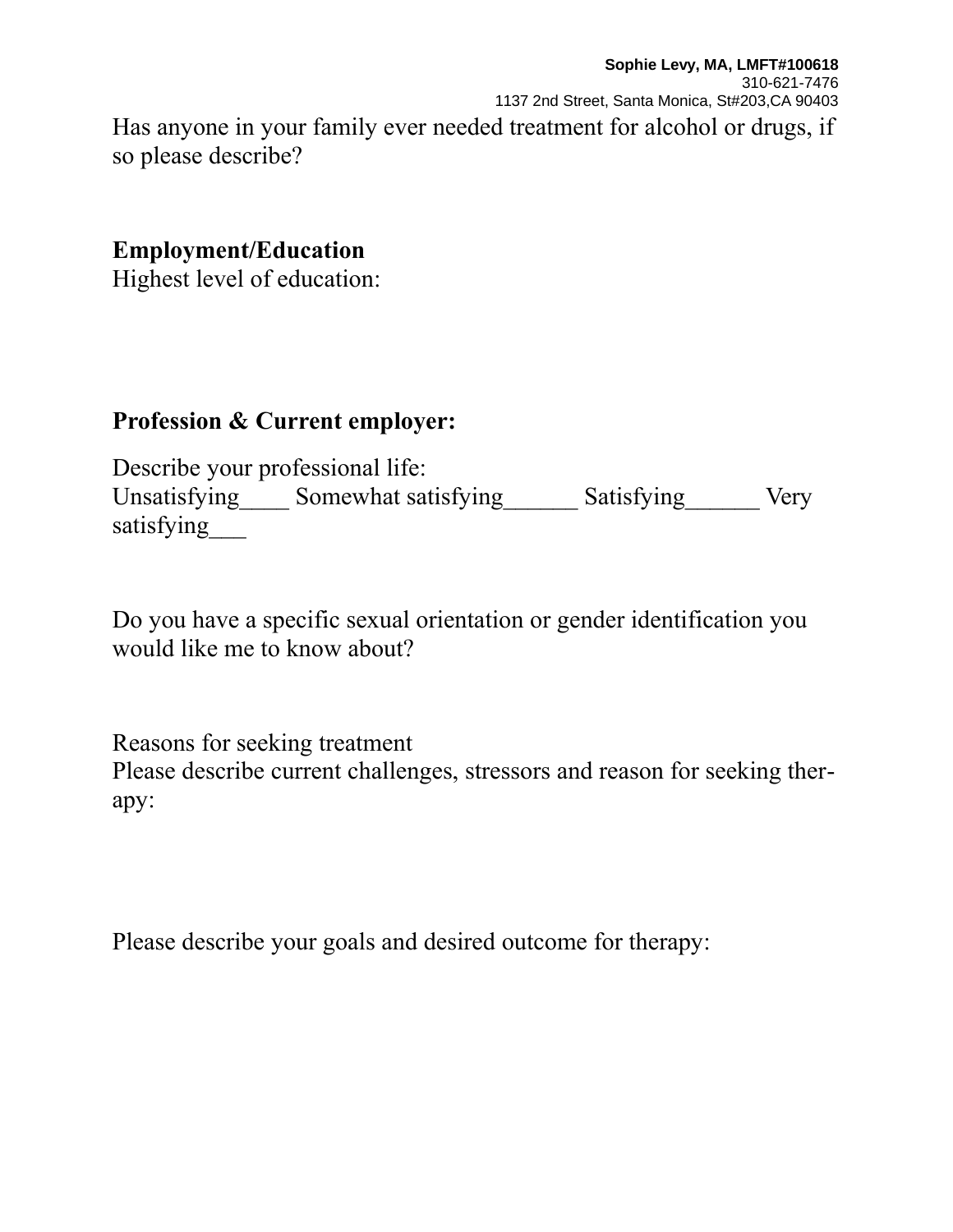Has anyone in your family ever needed treatment for alcohol or drugs, if so please describe?

**Employment/Education**

Highest level of education:

**Profession & Current employer:**

Describe your professional life:

Unsatisfying____ Somewhat satisfying______ Satisfying______ Very satisfying___

Do you have a specific sexual orientation or gender identification you would like me to know about?

Reasons for seeking treatment

Please describe current challenges, stressors and reason for seeking therapy:

Please describe your goals and desired outcome for therapy: